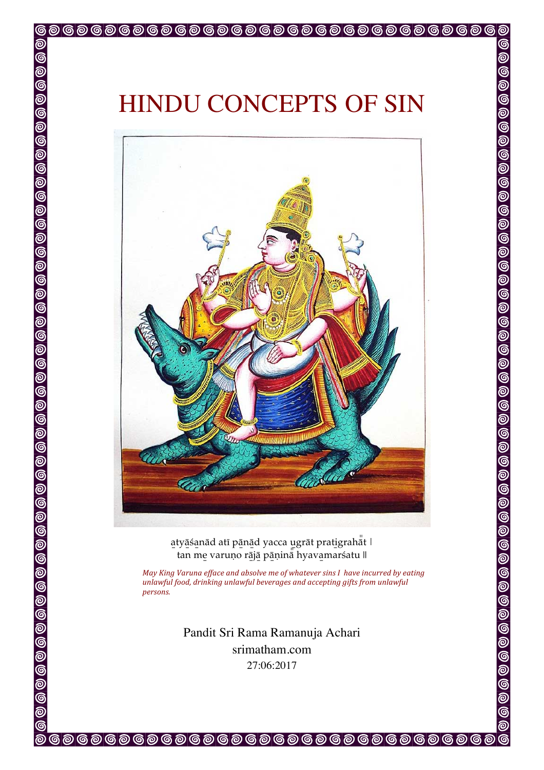# HINDU CONCEPTS OF SIN

a̱tyā̱śa̱nād atī pā̱nā̱d yacca u̱grāt prati̱grahā̱t |
tan me̱ varuṇo rā̱jā̱ pā̱ṇinā̱ hyava̱marśatu ||

*May King Varuna efface and absolve me of whatever sins I have incurred by eating unlawful food, drinking unlawful beverages and accepting gifts from unlawful persons.*

Pandit Sri Rama Ramanuja Achari
srimatham.com
27:06:2017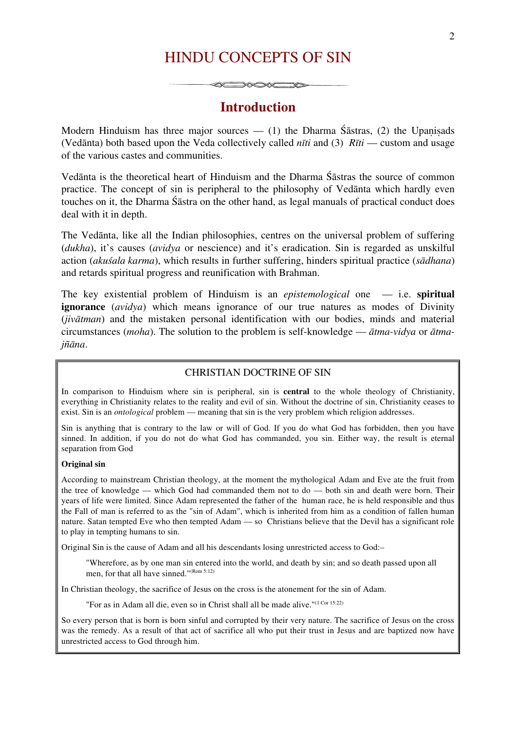# HINDU CONCEPTS OF SIN

## Introduction

Modern Hinduism has three major sources — (1) the Dharma Śāstras, (2) the Upaniṣads (Vedānta) both based upon the Veda collectively called *nīti* and (3) *Rīti* — custom and usage of the various castes and communities.

Vedānta is the theoretical heart of Hinduism and the Dharma Śāstras the source of common practice. The concept of sin is peripheral to the philosophy of Vedānta which hardly even touches on it, the Dharma Śāstra on the other hand, as legal manuals of practical conduct does deal with it in depth.

The Vedānta, like all the Indian philosophies, centres on the universal problem of suffering (*dukha*), it's causes (*avidya* or nescience) and it's eradication. Sin is regarded as unskilful action (*akuśala karma*), which results in further suffering, hinders spiritual practice (*sādhana*) and retards spiritual progress and reunification with Brahman.

The key existential problem of Hinduism is an *epistemological* one — i.e. **spiritual ignorance** (*avidya*) which means ignorance of our true natures as modes of Divinity (*jivātman*) and the mistaken personal identification with our bodies, minds and material circumstances (*moha*). The solution to the problem is self-knowledge — *ātma-vidya* or *ātma-jñāna*.

### CHRISTIAN DOCTRINE OF SIN

In comparison to Hinduism where sin is peripheral, sin is **central** to the whole theology of Christianity, everything in Christianity relates to the reality and evil of sin. Without the doctrine of sin, Christianity ceases to exist. Sin is an *ontological* problem — meaning that sin is the very problem which religion addresses.

Sin is anything that is contrary to the law or will of God. If you do what God has forbidden, then you have sinned. In addition, if you do not do what God has commanded, you sin. Either way, the result is eternal separation from God

**Original sin**

According to mainstream Christian theology, at the moment the mythological Adam and Eve ate the fruit from the tree of knowledge — which God had commanded them not to do — both sin and death were born. Their years of life were limited. Since Adam represented the father of the human race, he is held responsible and thus the Fall of man is referred to as the "sin of Adam", which is inherited from him as a condition of fallen human nature. Satan tempted Eve who then tempted Adam — so Christians believe that the Devil has a significant role to play in tempting humans to sin.

Original Sin is the cause of Adam and all his descendants losing unrestricted access to God:–

> "Wherefore, as by one man sin entered into the world, and death by sin; and so death passed upon all men, for that all have sinned."(Rom 5:12)

In Christian theology, the sacrifice of Jesus on the cross is the atonement for the sin of Adam.

> "For as in Adam all die, even so in Christ shall all be made alive."(1 Cor 15:22)

So every person that is born is born sinful and corrupted by their very nature. The sacrifice of Jesus on the cross was the remedy. As a result of that act of sacrifice all who put their trust in Jesus and are baptized now have unrestricted access to God through him.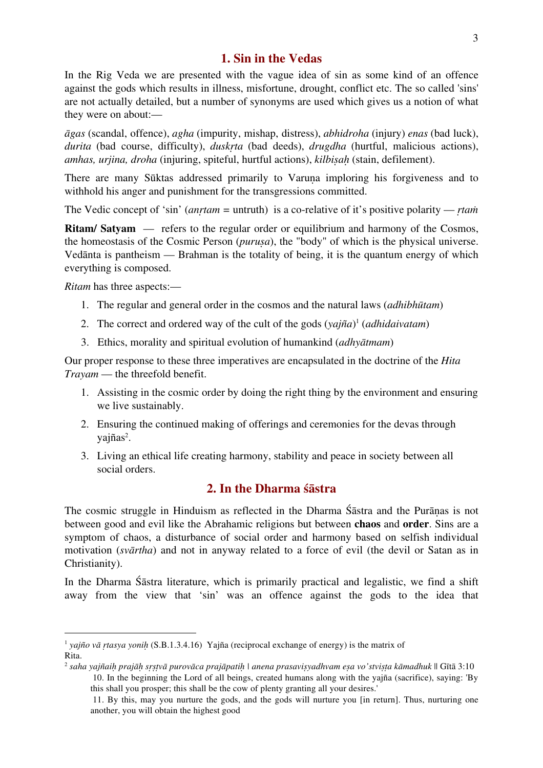## 1. Sin in the Vedas

In the Rig Veda we are presented with the vague idea of sin as some kind of an offence against the gods which results in illness, misfortune, drought, conflict etc. The so called 'sins' are not actually detailed, but a number of synonyms are used which gives us a notion of what they were on about:—

*āgas* (scandal, offence), *agha* (impurity, mishap, distress), *abhidroha* (injury) *enas* (bad luck), *durita* (bad course, difficulty), *duskṛta* (bad deeds), *drugdha* (hurtful, malicious actions), *amhas, urjina, droha* (injuring, spiteful, hurtful actions), *kilbiṣaḥ* (stain, defilement).

There are many Sūktas addressed primarily to Varuṇa imploring his forgiveness and to withhold his anger and punishment for the transgressions committed.

The Vedic concept of 'sin' (*anṛtam* = untruth) is a co-relative of it's positive polarity — *ṛtaṁ*

**Ritam/ Satyam** — refers to the regular order or equilibrium and harmony of the Cosmos, the homeostasis of the Cosmic Person (*puruṣa*), the "body" of which is the physical universe. Vedānta is pantheism — Brahman is the totality of being, it is the quantum energy of which everything is composed.

*Ritam* has three aspects:—

1. The regular and general order in the cosmos and the natural laws (*adhibhūtam*)
2. The correct and ordered way of the cult of the gods (*yajña*)[1] (*adhidaivatam*)
3. Ethics, morality and spiritual evolution of humankind (*adhyātmam*)

Our proper response to these three imperatives are encapsulated in the doctrine of the *Hita Trayam* — the threefold benefit.

1. Assisting in the cosmic order by doing the right thing by the environment and ensuring we live sustainably.
2. Ensuring the continued making of offerings and ceremonies for the devas through yajñas[2].
3. Living an ethical life creating harmony, stability and peace in society between all social orders.

## 2. In the Dharma śāstra

The cosmic struggle in Hinduism as reflected in the Dharma Śāstra and the Purāṇas is not between good and evil like the Abrahamic religions but between **chaos** and **order**. Sins are a symptom of chaos, a disturbance of social order and harmony based on selfish individual motivation (*svārtha*) and not in anyway related to a force of evil (the devil or Satan as in Christianity).

In the Dharma Śāstra literature, which is primarily practical and legalistic, we find a shift away from the view that 'sin' was an offence against the gods to the idea that

---

[1] *yajño vā ṛtasya yoniḥ* (S.B.1.3.4.16) Yajña (reciprocal exchange of energy) is the matrix of Rita.

[2] *saha yajñaiḥ prajāḥ sṛṣṭvā purovāca prajāpatiḥ | anena prasaviṣyadhvam eṣa vo'stviṣṭa kāmadhuk* || Gītā 3:10

10. In the beginning the Lord of all beings, created humans along with the yajña (sacrifice), saying: 'By this shall you prosper; this shall be the cow of plenty granting all your desires.'

11. By this, may you nurture the gods, and the gods will nurture you [in return]. Thus, nurturing one another, you will obtain the highest good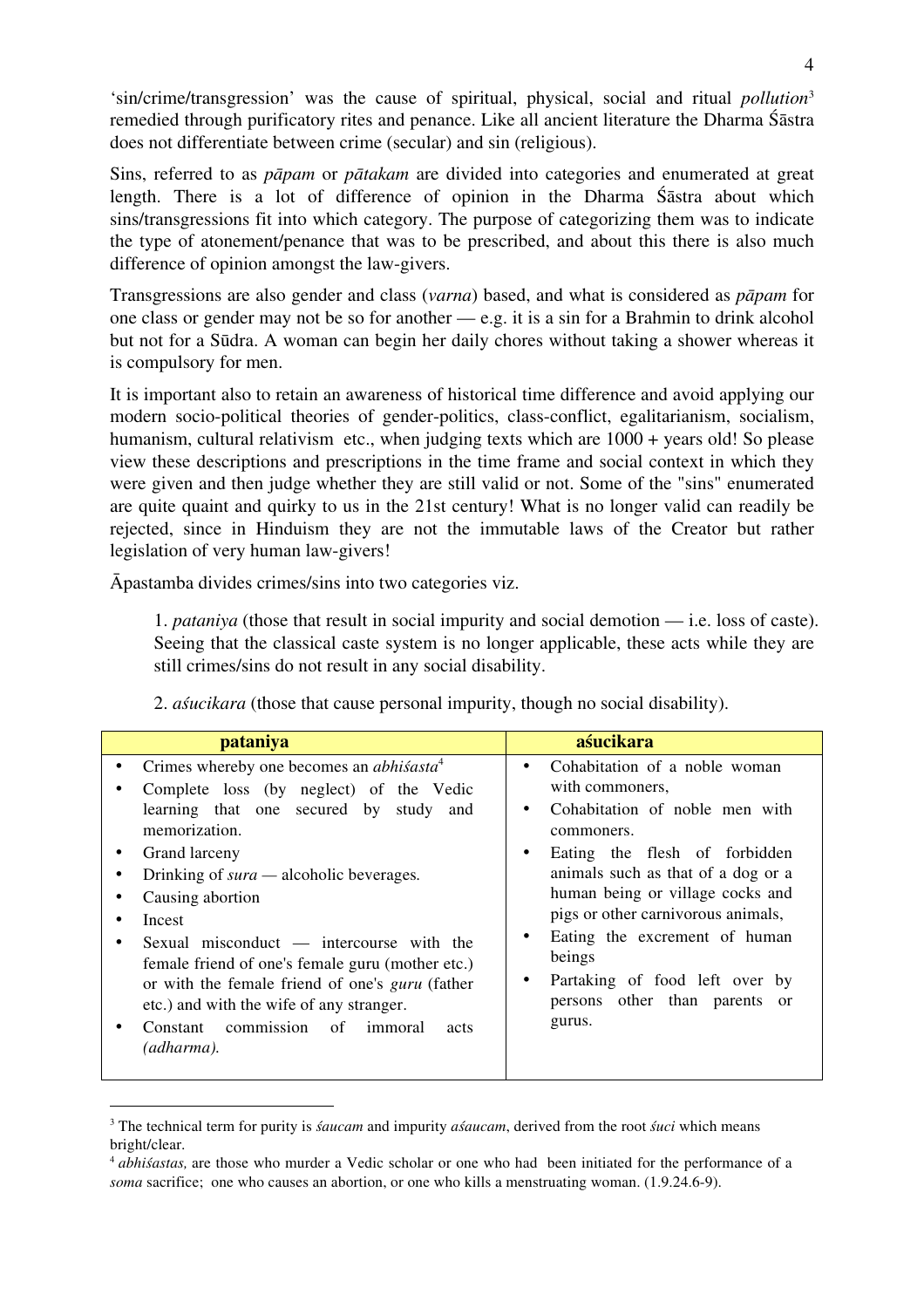'sin/crime/transgression' was the cause of spiritual, physical, social and ritual *pollution*[3] remedied through purificatory rites and penance. Like all ancient literature the Dharma Śāstra does not differentiate between crime (secular) and sin (religious).

Sins, referred to as *pāpam* or *pātakam* are divided into categories and enumerated at great length. There is a lot of difference of opinion in the Dharma Śāstra about which sins/transgressions fit into which category. The purpose of categorizing them was to indicate the type of atonement/penance that was to be prescribed, and about this there is also much difference of opinion amongst the law-givers.

Transgressions are also gender and class (*varna*) based, and what is considered as *pāpam* for one class or gender may not be so for another — e.g. it is a sin for a Brahmin to drink alcohol but not for a Sūdra. A woman can begin her daily chores without taking a shower whereas it is compulsory for men.

It is important also to retain an awareness of historical time difference and avoid applying our modern socio-political theories of gender-politics, class-conflict, egalitarianism, socialism, humanism, cultural relativism etc., when judging texts which are 1000 + years old! So please view these descriptions and prescriptions in the time frame and social context in which they were given and then judge whether they are still valid or not. Some of the "sins" enumerated are quite quaint and quirky to us in the 21st century! What is no longer valid can readily be rejected, since in Hinduism they are not the immutable laws of the Creator but rather legislation of very human law-givers!

Āpastamba divides crimes/sins into two categories viz.

1. *pataniya* (those that result in social impurity and social demotion — i.e. loss of caste). Seeing that the classical caste system is no longer applicable, these acts while they are still crimes/sins do not result in any social disability.

2. *aśucikara* (those that cause personal impurity, though no social disability).

| pataniya | aśucikara |
|---|---|
| • Crimes whereby one becomes an *abhiśasta*[4]<br>• Complete loss (by neglect) of the Vedic learning that one secured by study and memorization.<br>• Grand larceny<br>• Drinking of *sura* — alcoholic beverages.<br>• Causing abortion<br>• Incest<br>• Sexual misconduct — intercourse with the female friend of one's female guru (mother etc.) or with the female friend of one's *guru* (father etc.) and with the wife of any stranger.<br>• Constant commission of immoral acts *(adharma).* | • Cohabitation of a noble woman with commoners,<br>• Cohabitation of noble men with commoners.<br>• Eating the flesh of forbidden animals such as that of a dog or a human being or village cocks and pigs or other carnivorous animals,<br>• Eating the excrement of human beings<br>• Partaking of food left over by persons other than parents or gurus. |

[3] The technical term for purity is *śaucam* and impurity *aśaucam*, derived from the root *śuci* which means bright/clear.

[4] *abhiśastas,* are those who murder a Vedic scholar or one who had been initiated for the performance of a *soma* sacrifice; one who causes an abortion, or one who kills a menstruating woman. (1.9.24.6-9).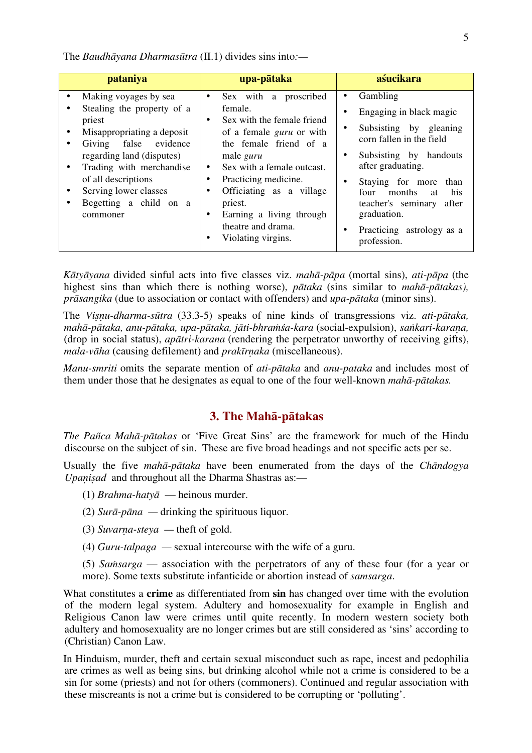The *Baudhāyana Dharmasūtra* (II.1) divides sins into:—

| pataniya | upa-pātaka | aśucikara |
|---|---|---|
| • Making voyages by sea<br>• Stealing the property of a priest<br>• Misappropriating a deposit<br>• Giving false evidence regarding land (disputes)<br>• Trading with merchandise of all descriptions<br>• Serving lower classes<br>• Begetting a child on a commoner | • Sex with a proscribed female.<br>• Sex with the female friend of a female *guru* or with the female friend of a male *guru*<br>• Sex with a female outcast.<br>• Practicing medicine.<br>• Officiating as a village priest.<br>• Earning a living through theatre and drama.<br>• Violating virgins. | • Gambling<br>• Engaging in black magic<br>• Subsisting by gleaning corn fallen in the field<br>• Subsisting by handouts after graduating.<br>• Staying for more than four months at his teacher's seminary after graduation.<br>• Practicing astrology as a profession. |

*Kātyāyana* divided sinful acts into five classes viz. *mahā-pāpa* (mortal sins), *ati-pāpa* (the highest sins than which there is nothing worse), *pātaka* (sins similar to *mahā-pātakas), prāsangika* (due to association or contact with offenders) and *upa-pātaka* (minor sins).

The *Viṣṇu-dharma-sūtra* (33.3-5) speaks of nine kinds of transgressions viz. *ati-pātaka, mahā-pātaka, anu-pātaka, upa-pātaka, jāti-bhraṁśa-kara* (social-expulsion), *saṅkari-karaṇa,* (drop in social status), *apātri-karana* (rendering the perpetrator unworthy of receiving gifts), *mala-vāha* (causing defilement) and *prakīrṇaka* (miscellaneous).

*Manu-smriti* omits the separate mention of *ati-pātaka* and *anu-pataka* and includes most of them under those that he designates as equal to one of the four well-known *mahā-pātakas.*

## 3. The Mahā-pātakas

*The Pañca Mahā-pātakas* or 'Five Great Sins' are the framework for much of the Hindu discourse on the subject of sin. These are five broad headings and not specific acts per se.

Usually the five *mahā-pātaka* have been enumerated from the days of the *Chāndogya Upaṇiṣad* and throughout all the Dharma Shastras as:—

(1) *Brahma-hatyā* — heinous murder.

(2) *Surā-pāna* — drinking the spirituous liquor.

(3) *Suvarṇa-steya* — theft of gold.

(4) *Guru-talpaga* — sexual intercourse with the wife of a guru.

(5) *Saṁsarga* — association with the perpetrators of any of these four (for a year or more). Some texts substitute infanticide or abortion instead of *samsarga*.

What constitutes a **crime** as differentiated from **sin** has changed over time with the evolution of the modern legal system. Adultery and homosexuality for example in English and Religious Canon law were crimes until quite recently. In modern western society both adultery and homosexuality are no longer crimes but are still considered as 'sins' according to (Christian) Canon Law.

In Hinduism, murder, theft and certain sexual misconduct such as rape, incest and pedophilia are crimes as well as being sins, but drinking alcohol while not a crime is considered to be a sin for some (priests) and not for others (commoners). Continued and regular association with these miscreants is not a crime but is considered to be corrupting or 'polluting'.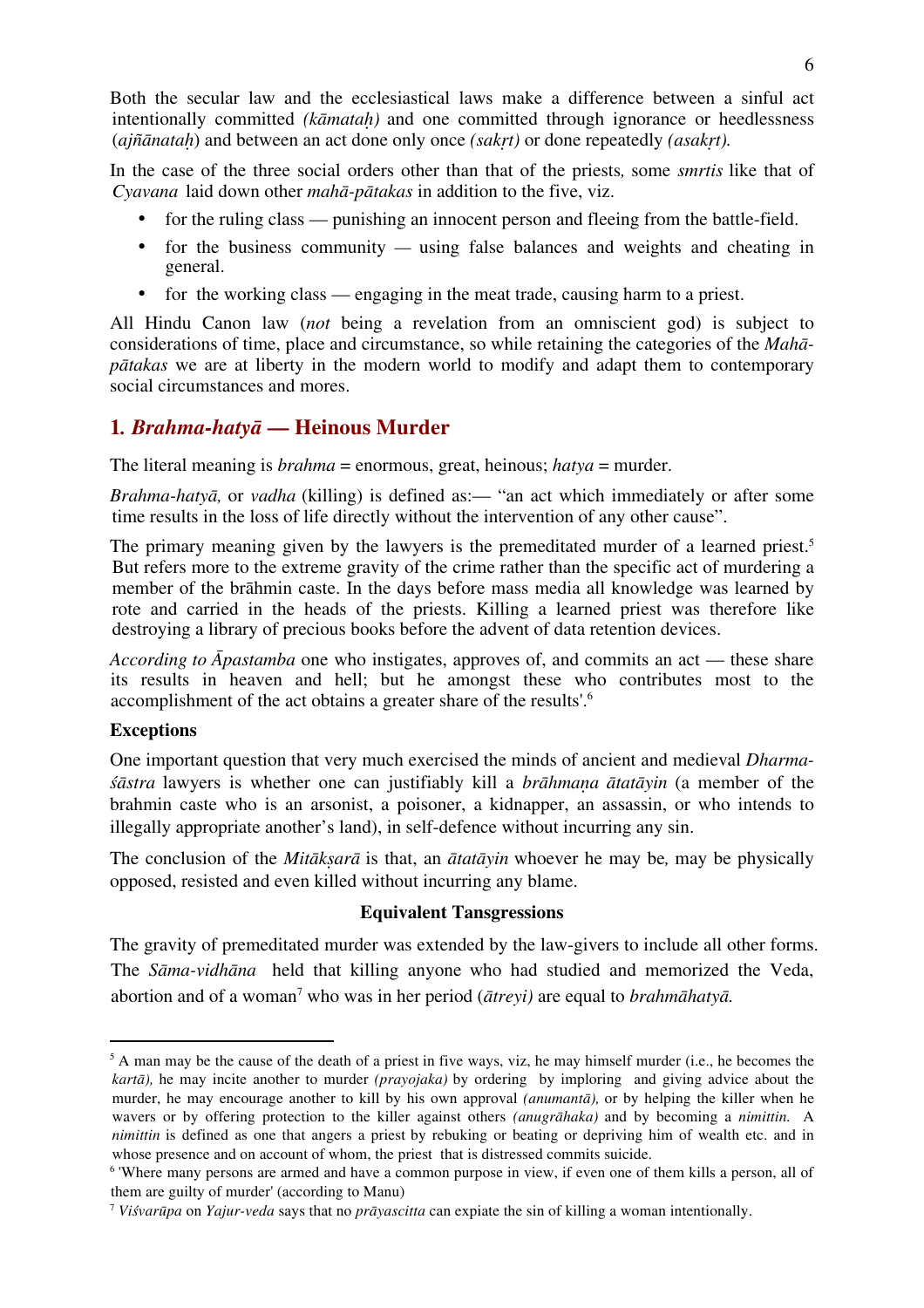Both the secular law and the ecclesiastical laws make a difference between a sinful act intentionally committed *(kāmataḥ)* and one committed through ignorance or heedlessness (*ajñānataḥ*) and between an act done only once *(sakṛt)* or done repeatedly *(asakṛt).*

In the case of the three social orders other than that of the priests*,* some *smrtis* like that of *Cyavana* laid down other *mahā-pātakas* in addition to the five, viz.

- for the ruling class — punishing an innocent person and fleeing from the battle-field.
- for the business community — using false balances and weights and cheating in general.
- for the working class — engaging in the meat trade, causing harm to a priest.

All Hindu Canon law (*not* being a revelation from an omniscient god) is subject to considerations of time, place and circumstance, so while retaining the categories of the *Mahā-pātakas* we are at liberty in the modern world to modify and adapt them to contemporary social circumstances and mores.

## 1. *Brahma-hatyā* — Heinous Murder

The literal meaning is *brahma* = enormous, great, heinous; *hatya* = murder.

*Brahma-hatyā,* or *vadha* (killing) is defined as:— "an act which immediately or after some time results in the loss of life directly without the intervention of any other cause".

The primary meaning given by the lawyers is the premeditated murder of a learned priest.[5] But refers more to the extreme gravity of the crime rather than the specific act of murdering a member of the brāhmin caste. In the days before mass media all knowledge was learned by rote and carried in the heads of the priests. Killing a learned priest was therefore like destroying a library of precious books before the advent of data retention devices.

*According to Āpastamba* one who instigates, approves of, and commits an act — these share its results in heaven and hell; but he amongst these who contributes most to the accomplishment of the act obtains a greater share of the results'.[6]

**Exceptions**

One important question that very much exercised the minds of ancient and medieval *Dharma-śāstra* lawyers is whether one can justifiably kill a *brāhmaṇa ātatāyin* (a member of the brahmin caste who is an arsonist, a poisoner, a kidnapper, an assassin, or who intends to illegally appropriate another's land), in self-defence without incurring any sin.

The conclusion of the *Mitākṣarā* is that, an *ātatāyin* whoever he may be*,* may be physically opposed, resisted and even killed without incurring any blame.

**Equivalent Tansgressions**

The gravity of premeditated murder was extended by the law-givers to include all other forms. The *Sāma-vidhāna* held that killing anyone who had studied and memorized the Veda, abortion and of a woman[7] who was in her period (*ātreyi)* are equal to *brahmāhatyā.*

---

[5] A man may be the cause of the death of a priest in five ways, viz, he may himself murder (i.e., he becomes the *kartā),* he may incite another to murder *(prayojaka)* by ordering by imploring and giving advice about the murder, he may encourage another to kill by his own approval *(anumantā),* or by helping the killer when he wavers or by offering protection to the killer against others *(anugrāhaka)* and by becoming a *nimittin.* A *nimittin* is defined as one that angers a priest by rebuking or beating or depriving him of wealth etc. and in whose presence and on account of whom, the priest that is distressed commits suicide.

[6] 'Where many persons are armed and have a common purpose in view, if even one of them kills a person, all of them are guilty of murder' (according to Manu)

[7] *Viśvarūpa* on *Yajur-veda* says that no *prāyascitta* can expiate the sin of killing a woman intentionally.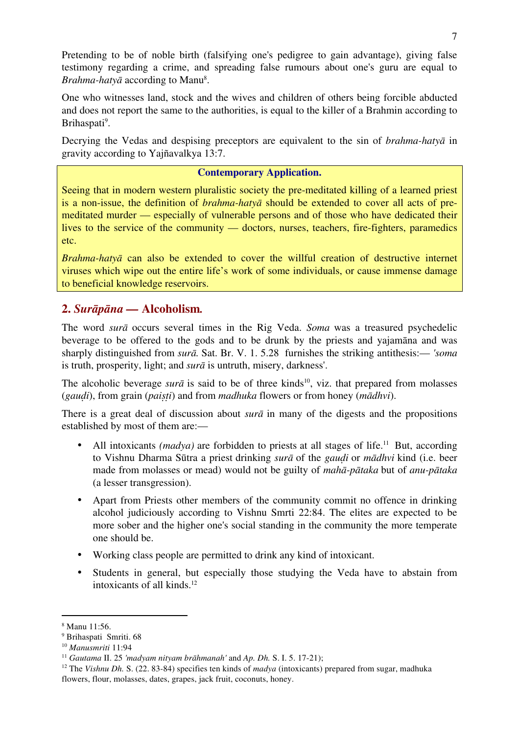Pretending to be of noble birth (falsifying one's pedigree to gain advantage), giving false testimony regarding a crime, and spreading false rumours about one's guru are equal to *Brahma-hatyā* according to Manu[8].

One who witnesses land, stock and the wives and children of others being forcible abducted and does not report the same to the authorities, is equal to the killer of a Brahmin according to Brihaspati[9].

Decrying the Vedas and despising preceptors are equivalent to the sin of *brahma-hatyā* in gravity according to Yajñavalkya 13:7.

> **Contemporary Application.**
>
> Seeing that in modern western pluralistic society the pre-meditated killing of a learned priest is a non-issue, the definition of *brahma-hatyā* should be extended to cover all acts of pre-meditated murder — especially of vulnerable persons and of those who have dedicated their lives to the service of the community — doctors, nurses, teachers, fire-fighters, paramedics etc.
>
> *Brahma-hatyā* can also be extended to cover the willful creation of destructive internet viruses which wipe out the entire life's work of some individuals, or cause immense damage to beneficial knowledge reservoirs.

## 2. *Surāpāna* — Alcoholism.

The word *surā* occurs several times in the Rig Veda. *Soma* was a treasured psychedelic beverage to be offered to the gods and to be drunk by the priests and yajamāna and was sharply distinguished from *surā.* Sat. Br. V. 1. 5.28 furnishes the striking antithesis:— *'soma* is truth, prosperity, light; and *surā* is untruth, misery, darkness'.

The alcoholic beverage *surā* is said to be of three kinds[10], viz. that prepared from molasses (*gauḍi*), from grain (*paiṣṭi*) and from *madhuka* flowers or from honey (*mādhvi*).

There is a great deal of discussion about *surā* in many of the digests and the propositions established by most of them are:—

- All intoxicants *(madya)* are forbidden to priests at all stages of life.[11] But, according to Vishnu Dharma Sūtra a priest drinking *surā* of the *gauḍi* or *mādhvi* kind (i.e. beer made from molasses or mead) would not be guilty of *mahā-pātaka* but of *anu-pātaka* (a lesser transgression).
- Apart from Priests other members of the community commit no offence in drinking alcohol judiciously according to Vishnu Smrti 22:84. The elites are expected to be more sober and the higher one's social standing in the community the more temperate one should be.
- Working class people are permitted to drink any kind of intoxicant.
- Students in general, but especially those studying the Veda have to abstain from intoxicants of all kinds.[12]

---

[8] Manu 11:56.

[9] Brihaspati Smriti. 68

[10] *Manusmriti* 11:94

[11] *Gautama* II. 25 *'madyam nityam brāhmanah'* and *Ap. Dh.* S. I. 5. 17-21);

[12] The *Vishnu Dh.* S. (22. 83-84) specifies ten kinds of *madya* (intoxicants) prepared from sugar, madhuka flowers, flour, molasses, dates, grapes, jack fruit, coconuts, honey.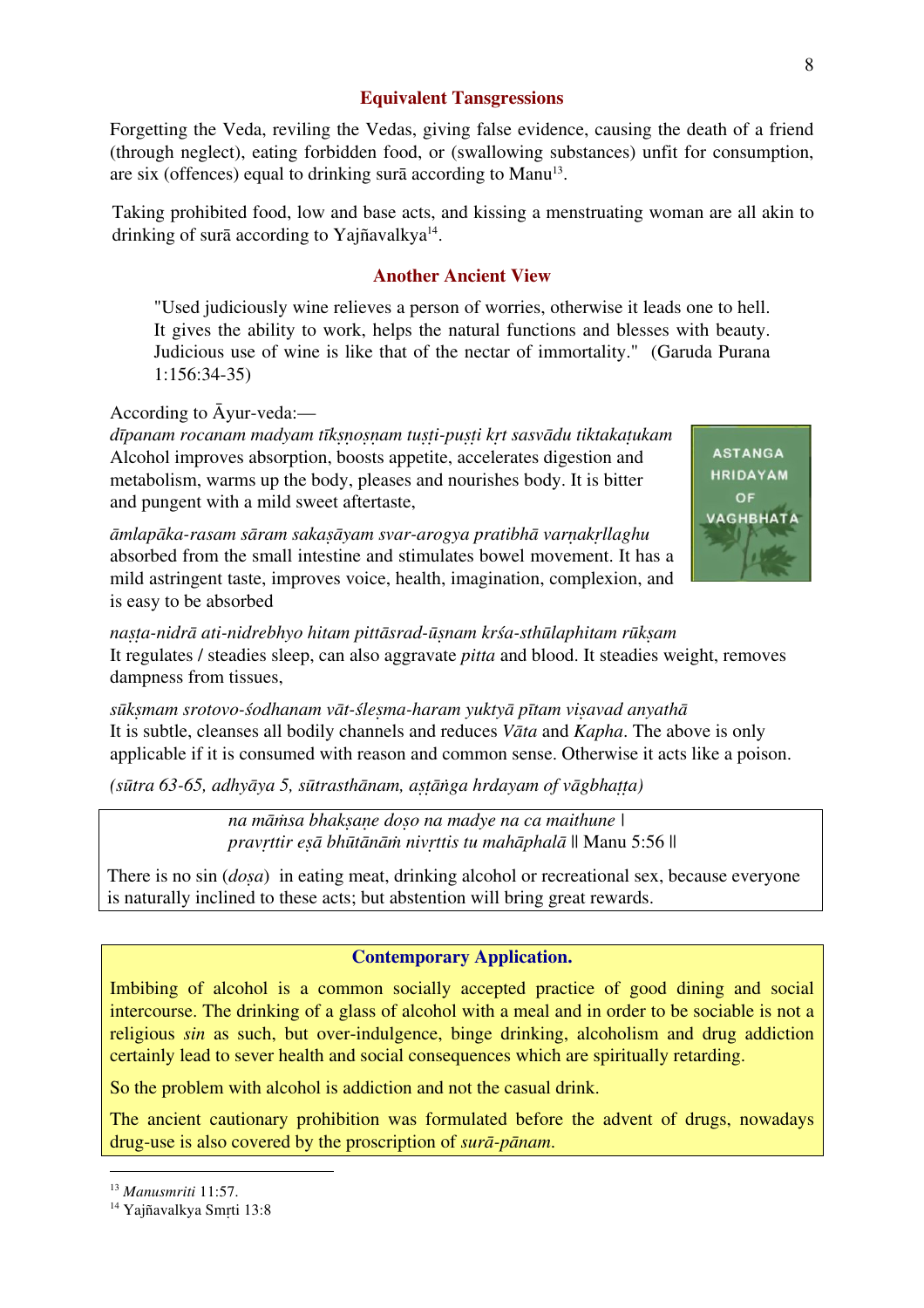## Equivalent Tansgressions

Forgetting the Veda, reviling the Vedas, giving false evidence, causing the death of a friend (through neglect), eating forbidden food, or (swallowing substances) unfit for consumption, are six (offences) equal to drinking surā according to Manu[13].

Taking prohibited food, low and base acts, and kissing a menstruating woman are all akin to drinking of surā according to Yajñavalkya[14].

## Another Ancient View

> "Used judiciously wine relieves a person of worries, otherwise it leads one to hell. It gives the ability to work, helps the natural functions and blesses with beauty. Judicious use of wine is like that of the nectar of immortality." (Garuda Purana 1:156:34-35)

According to Āyur-veda:—

*dīpanam rocanam madyam tīkṣṇoṣṇam tuṣṭi-puṣṭi kṛt sasvādu tiktakaṭukam*
Alcohol improves absorption, boosts appetite, accelerates digestion and metabolism, warms up the body, pleases and nourishes body. It is bitter and pungent with a mild sweet aftertaste,

ASTANGA HRIDAYAM OF VAGHBHATA

*āmlapāka-rasam sāram sakaṣāyam svar-arogya pratibhā varṇakṛllaghu*
absorbed from the small intestine and stimulates bowel movement. It has a mild astringent taste, improves voice, health, imagination, complexion, and is easy to be absorbed

*naṣṭa-nidrā ati-nidrebhyo hitam pittāsrad-ūṣnam krśa-sthūlaphitam rūkṣam*
It regulates / steadies sleep, can also aggravate *pitta* and blood. It steadies weight, removes dampness from tissues,

*sūkṣmam srotovo-śodhanam vāt-śleṣma-haram yuktyā pītam viṣavad anyathā*
It is subtle, cleanses all bodily channels and reduces *Vāta* and *Kapha*. The above is only applicable if it is consumed with reason and common sense. Otherwise it acts like a poison.

*(sūtra 63-65, adhyāya 5, sūtrasthānam, aṣṭāṅga hrdayam of vāgbhaṭṭa)*

> *na māṁsa bhakṣaṇe doṣo na madye na ca maithune* |
> *pravṛttir eṣā bhūtānāṁ nivṛttis tu mahāphalā* || Manu 5:56 ||
>
> There is no sin (*doṣa*) in eating meat, drinking alcohol or recreational sex, because everyone is naturally inclined to these acts; but abstention will bring great rewards.

### Contemporary Application.

Imbibing of alcohol is a common socially accepted practice of good dining and social intercourse. The drinking of a glass of alcohol with a meal and in order to be sociable is not a religious *sin* as such, but over-indulgence, binge drinking, alcoholism and drug addiction certainly lead to sever health and social consequences which are spiritually retarding.

So the problem with alcohol is addiction and not the casual drink.

The ancient cautionary prohibition was formulated before the advent of drugs, nowadays drug-use is also covered by the proscription of *surā-pānam*.

---

[13] *Manusmriti* 11:57.
[14] Yajñavalkya Smṛti 13:8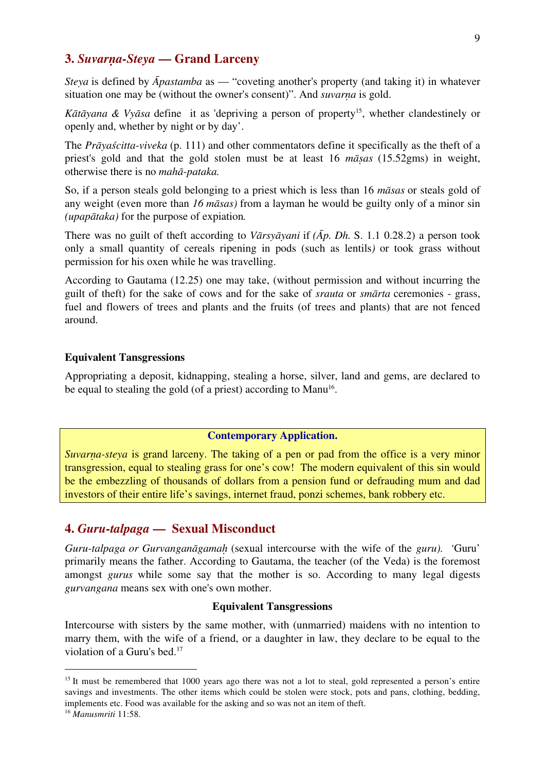## 3. *Suvarṇa-Steya* — Grand Larceny

*Steya* is defined by *Āpastamba* as — "coveting another's property (and taking it) in whatever situation one may be (without the owner's consent)". And *suvarṇa* is gold.

*Kātāyana & Vyāsa* define it as 'depriving a person of property[15], whether clandestinely or openly and, whether by night or by day'.

The *Prāyaścitta-viveka* (p. 111) and other commentators define it specifically as the theft of a priest's gold and that the gold stolen must be at least 16 *māṣas* (15.52gms) in weight, otherwise there is no *mahā-pataka.*

So, if a person steals gold belonging to a priest which is less than 16 *māsas* or steals gold of any weight (even more than *16 māsas)* from a layman he would be guilty only of a minor sin *(upapātaka)* for the purpose of expiation*.*

There was no guilt of theft according to *Vārsyāyani* if *(Āp. Dh.* S. 1.1 0.28.2) a person took only a small quantity of cereals ripening in pods (such as lentils*)* or took grass without permission for his oxen while he was travelling.

According to Gautama (12.25) one may take, (without permission and without incurring the guilt of theft) for the sake of cows and for the sake of *srauta* or *smārta* ceremonies - grass, fuel and flowers of trees and plants and the fruits (of trees and plants) that are not fenced around.

**Equivalent Tansgressions**

Appropriating a deposit, kidnapping, stealing a horse, silver, land and gems, are declared to be equal to stealing the gold (of a priest) according to Manu[16].

**Contemporary Application.**

*Suvarṇa-steya* is grand larceny. The taking of a pen or pad from the office is a very minor transgression, equal to stealing grass for one's cow! The modern equivalent of this sin would be the embezzling of thousands of dollars from a pension fund or defrauding mum and dad investors of their entire life's savings, internet fraud, ponzi schemes, bank robbery etc.

## 4. *Guru-talpaga* — Sexual Misconduct

*Guru-talpaga or Gurvanganāgamaḥ* (sexual intercourse with the wife of the *guru).* 'Guru' primarily means the father. According to Gautama, the teacher (of the Veda) is the foremost amongst *gurus* while some say that the mother is so. According to many legal digests *gurvangana* means sex with one's own mother.

**Equivalent Tansgressions**

Intercourse with sisters by the same mother, with (unmarried) maidens with no intention to marry them, with the wife of a friend, or a daughter in law, they declare to be equal to the violation of a Guru's bed.[17]

---

[15] It must be remembered that 1000 years ago there was not a lot to steal, gold represented a person's entire savings and investments. The other items which could be stolen were stock, pots and pans, clothing, bedding, implements etc. Food was available for the asking and so was not an item of theft.

[16] *Manusmriti* 11:58.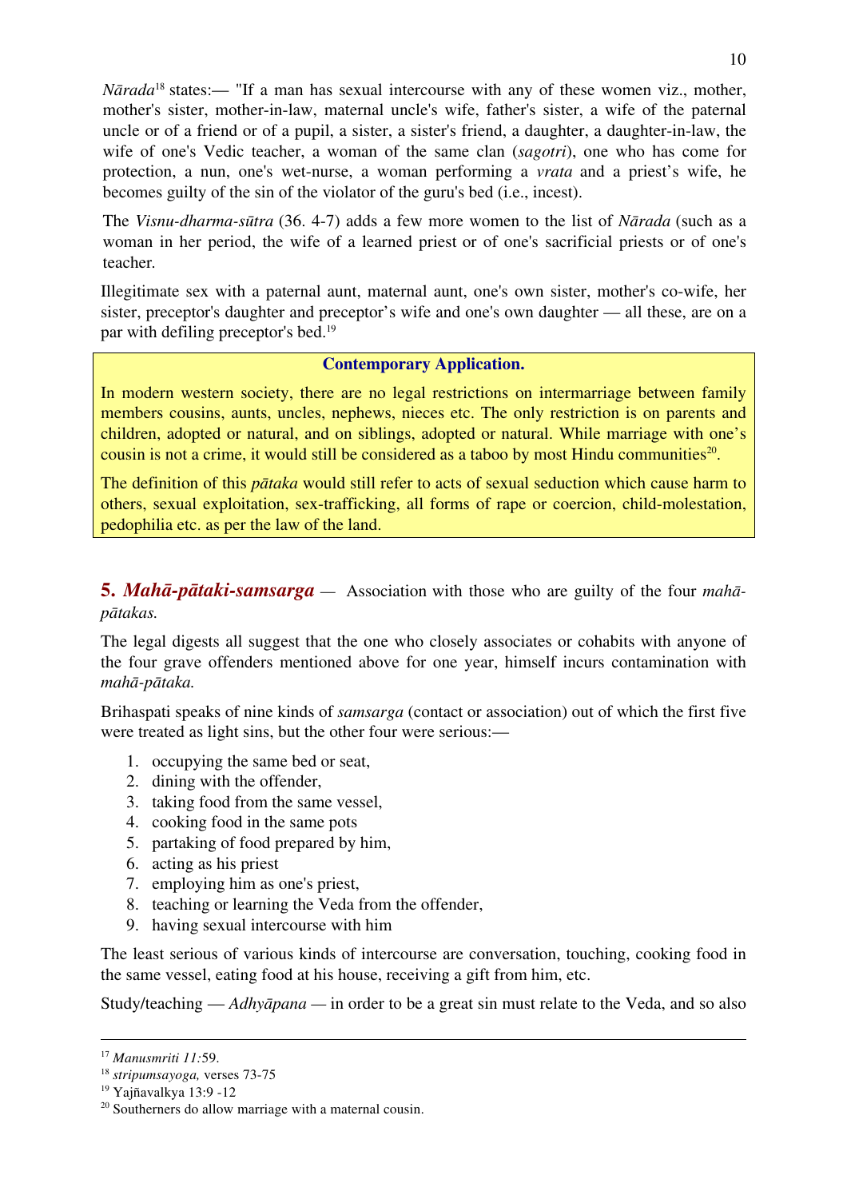*Nārada*[18] states:— "If a man has sexual intercourse with any of these women viz., mother, mother's sister, mother-in-law, maternal uncle's wife, father's sister, a wife of the paternal uncle or of a friend or of a pupil, a sister, a sister's friend, a daughter, a daughter-in-law, the wife of one's Vedic teacher, a woman of the same clan (*sagotri*), one who has come for protection, a nun, one's wet-nurse, a woman performing a *vrata* and a priest's wife, he becomes guilty of the sin of the violator of the guru's bed (i.e., incest).

The *Visnu-dharma-sūtra* (36. 4-7) adds a few more women to the list of *Nārada* (such as a woman in her period, the wife of a learned priest or of one's sacrificial priests or of one's teacher.

Illegitimate sex with a paternal aunt, maternal aunt, one's own sister, mother's co-wife, her sister, preceptor's daughter and preceptor's wife and one's own daughter — all these, are on a par with defiling preceptor's bed.[19]

**Contemporary Application.**

In modern western society, there are no legal restrictions on intermarriage between family members cousins, aunts, uncles, nephews, nieces etc. The only restriction is on parents and children, adopted or natural, and on siblings, adopted or natural. While marriage with one's cousin is not a crime, it would still be considered as a taboo by most Hindu communities[20].

The definition of this *pātaka* would still refer to acts of sexual seduction which cause harm to others, sexual exploitation, sex-trafficking, all forms of rape or coercion, child-molestation, pedophilia etc. as per the law of the land.

## 5. *Mahā-pātaki-samsarga* — Association with those who are guilty of the four *mahā-pātakas.*

The legal digests all suggest that the one who closely associates or cohabits with anyone of the four grave offenders mentioned above for one year, himself incurs contamination with *mahā-pātaka.*

Brihaspati speaks of nine kinds of *samsarga* (contact or association) out of which the first five were treated as light sins, but the other four were serious:—

1. occupying the same bed or seat,
2. dining with the offender,
3. taking food from the same vessel,
4. cooking food in the same pots
5. partaking of food prepared by him,
6. acting as his priest
7. employing him as one's priest,
8. teaching or learning the Veda from the offender,
9. having sexual intercourse with him

The least serious of various kinds of intercourse are conversation, touching, cooking food in the same vessel, eating food at his house, receiving a gift from him, etc.

Study/teaching — *Adhyāpana* — in order to be a great sin must relate to the Veda, and so also

---

[17] *Manusmriti 11:*59.

[18] *stripumsayoga,* verses 73-75

[19] Yajñavalkya 13:9 -12

[20] Southerners do allow marriage with a maternal cousin.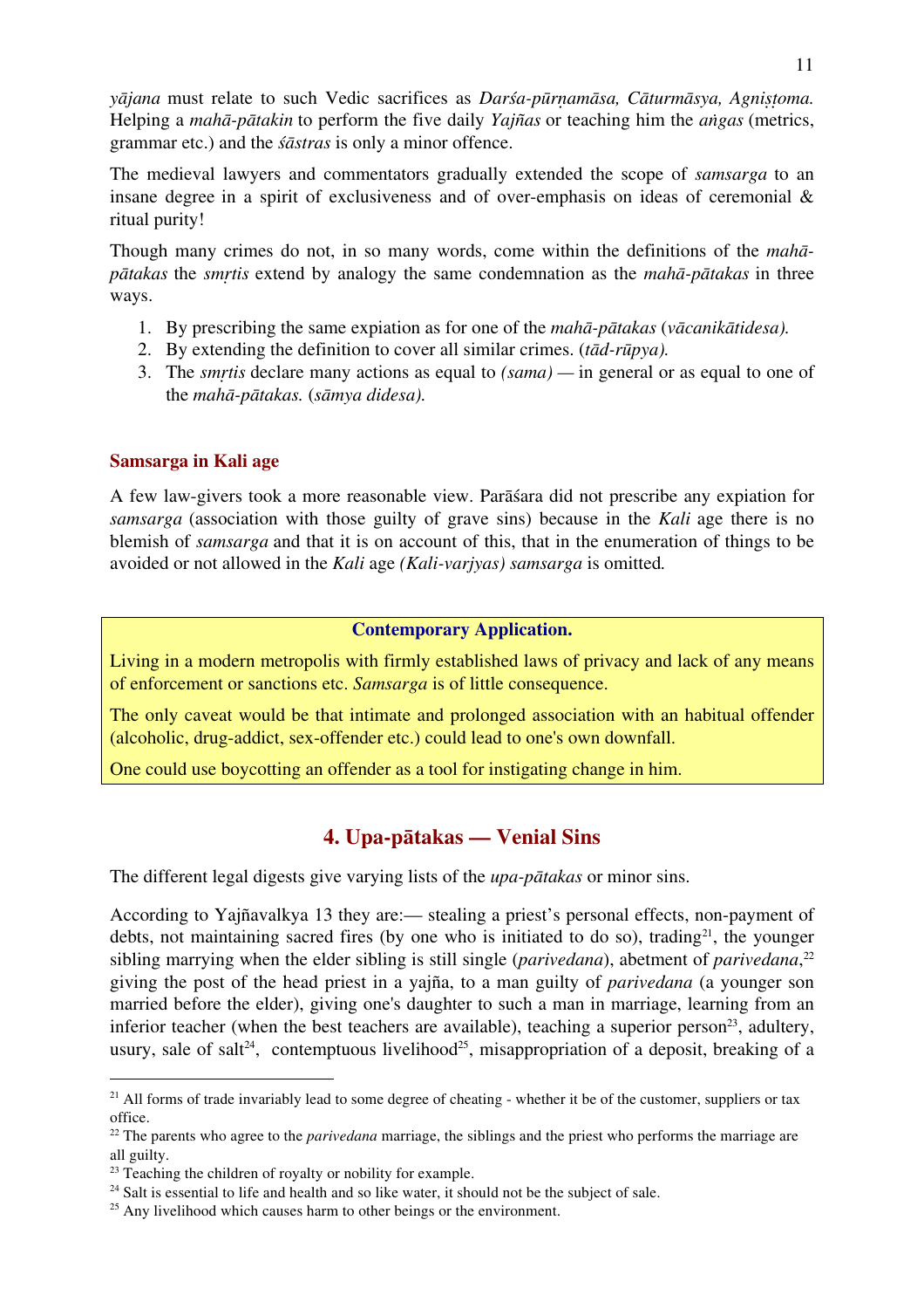*yājana* must relate to such Vedic sacrifices as *Darśa-pūrṇamāsa, Cāturmāsya, Agniṣṭoma.* Helping a *mahā-pātakin* to perform the five daily *Yajñas* or teaching him the *aṅgas* (metrics, grammar etc.) and the *śāstras* is only a minor offence.

The medieval lawyers and commentators gradually extended the scope of *samsarga* to an insane degree in a spirit of exclusiveness and of over-emphasis on ideas of ceremonial & ritual purity!

Though many crimes do not, in so many words, come within the definitions of the *mahā-pātakas* the *smṛtis* extend by analogy the same condemnation as the *mahā-pātakas* in three ways.

1. By prescribing the same expiation as for one of the *mahā-pātakas* (*vācanikātidesa).*
2. By extending the definition to cover all similar crimes. (*tād-rūpya).*
3. The *smṛtis* declare many actions as equal to *(sama)* — in general or as equal to one of the *mahā-pātakas.* (*sāmya didesa).*

### Samsarga in Kali age

A few law-givers took a more reasonable view. Parāśara did not prescribe any expiation for *samsarga* (association with those guilty of grave sins) because in the *Kali* age there is no blemish of *samsarga* and that it is on account of this, that in the enumeration of things to be avoided or not allowed in the *Kali* age *(Kali-varjyas) samsarga* is omitted*.*

**Contemporary Application.**

Living in a modern metropolis with firmly established laws of privacy and lack of any means of enforcement or sanctions etc. *Samsarga* is of little consequence.

The only caveat would be that intimate and prolonged association with an habitual offender (alcoholic, drug-addict, sex-offender etc.) could lead to one's own downfall.

One could use boycotting an offender as a tool for instigating change in him.

## 4. Upa-pātakas — Venial Sins

The different legal digests give varying lists of the *upa-pātakas* or minor sins.

According to Yajñavalkya 13 they are:— stealing a priest's personal effects, non-payment of debts, not maintaining sacred fires (by one who is initiated to do so), trading[21], the younger sibling marrying when the elder sibling is still single (*parivedana*), abetment of *parivedana*,[22] giving the post of the head priest in a yajña, to a man guilty of *parivedana* (a younger son married before the elder), giving one's daughter to such a man in marriage, learning from an inferior teacher (when the best teachers are available), teaching a superior person[23], adultery, usury, sale of salt[24], contemptuous livelihood[25], misappropriation of a deposit, breaking of a

---

[21] All forms of trade invariably lead to some degree of cheating - whether it be of the customer, suppliers or tax office.

[22] The parents who agree to the *parivedana* marriage, the siblings and the priest who performs the marriage are all guilty.

[23] Teaching the children of royalty or nobility for example.

[24] Salt is essential to life and health and so like water, it should not be the subject of sale.

[25] Any livelihood which causes harm to other beings or the environment.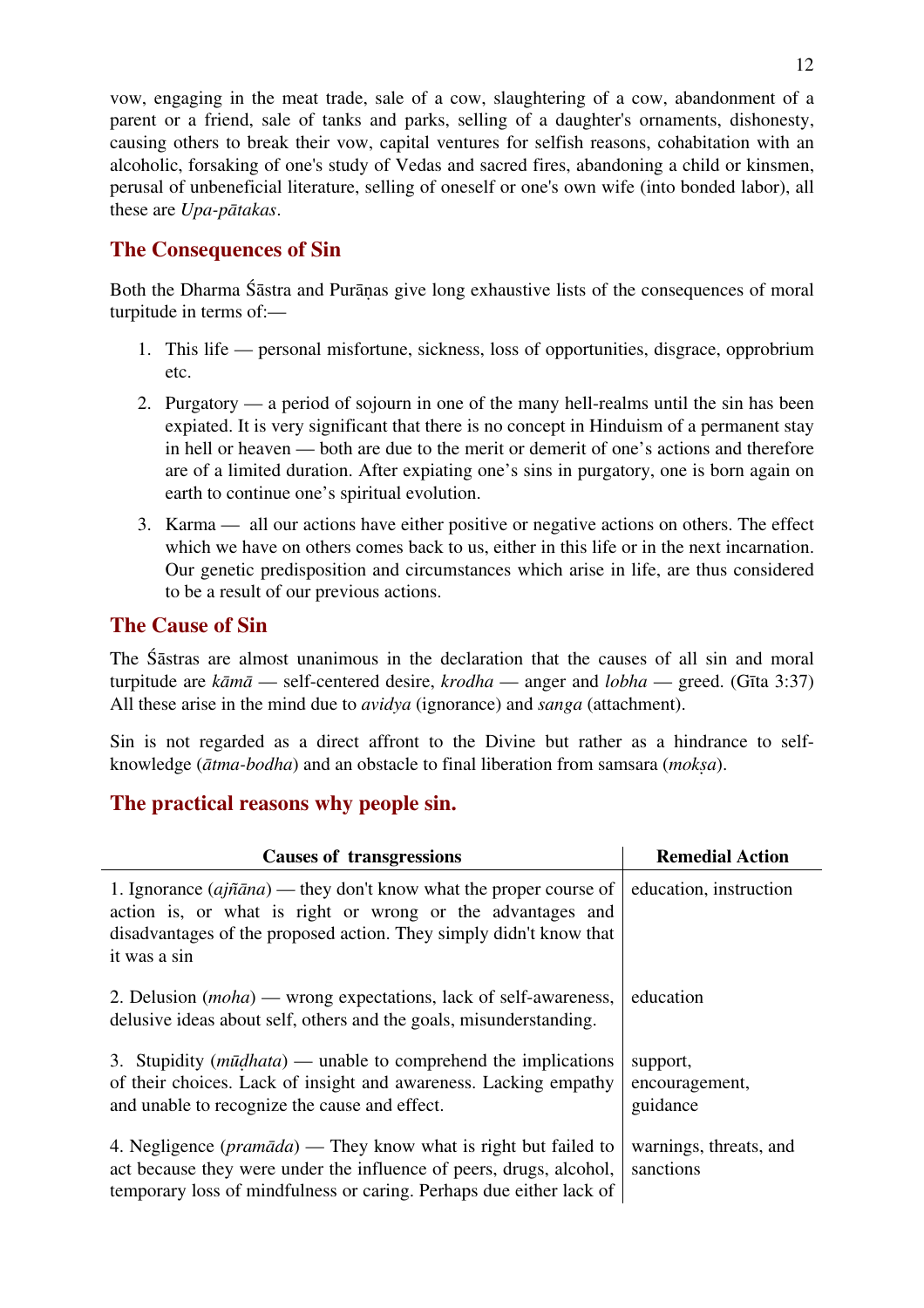vow, engaging in the meat trade, sale of a cow, slaughtering of a cow, abandonment of a parent or a friend, sale of tanks and parks, selling of a daughter's ornaments, dishonesty, causing others to break their vow, capital ventures for selfish reasons, cohabitation with an alcoholic, forsaking of one's study of Vedas and sacred fires, abandoning a child or kinsmen, perusal of unbeneficial literature, selling of oneself or one's own wife (into bonded labor), all these are *Upa-pātakas*.

## The Consequences of Sin

Both the Dharma Śāstra and Purāṇas give long exhaustive lists of the consequences of moral turpitude in terms of:—

1. This life — personal misfortune, sickness, loss of opportunities, disgrace, opprobrium etc.
2. Purgatory — a period of sojourn in one of the many hell-realms until the sin has been expiated. It is very significant that there is no concept in Hinduism of a permanent stay in hell or heaven — both are due to the merit or demerit of one's actions and therefore are of a limited duration. After expiating one's sins in purgatory, one is born again on earth to continue one's spiritual evolution.
3. Karma — all our actions have either positive or negative actions on others. The effect which we have on others comes back to us, either in this life or in the next incarnation. Our genetic predisposition and circumstances which arise in life, are thus considered to be a result of our previous actions.

## The Cause of Sin

The Śāstras are almost unanimous in the declaration that the causes of all sin and moral turpitude are *kāmā* — self-centered desire, *krodha* — anger and *lobha* — greed. (Gīta 3:37) All these arise in the mind due to *avidya* (ignorance) and *sanga* (attachment).

Sin is not regarded as a direct affront to the Divine but rather as a hindrance to self-knowledge (*ātma-bodha*) and an obstacle to final liberation from samsara (*mokṣa*).

## The practical reasons why people sin.

| Causes of transgressions | Remedial Action |
|---|---|
| 1. Ignorance (*ajñāna*) — they don't know what the proper course of action is, or what is right or wrong or the advantages and disadvantages of the proposed action. They simply didn't know that it was a sin | education, instruction |
| 2. Delusion (*moha*) — wrong expectations, lack of self-awareness, delusive ideas about self, others and the goals, misunderstanding. | education |
| 3. Stupidity (*mūḍhata*) — unable to comprehend the implications of their choices. Lack of insight and awareness. Lacking empathy and unable to recognize the cause and effect. | support, encouragement, guidance |
| 4. Negligence (*pramāda*) — They know what is right but failed to act because they were under the influence of peers, drugs, alcohol, temporary loss of mindfulness or caring. Perhaps due either lack of | warnings, threats, and sanctions |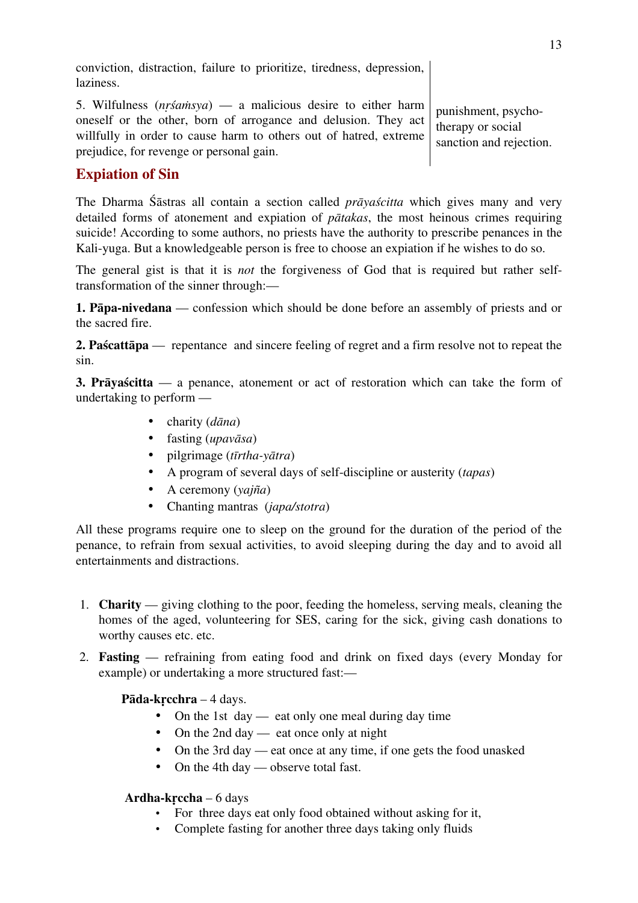| | |
|---|---|
| conviction, distraction, failure to prioritize, tiredness, depression, laziness. | |
| 5. Wilfulness (*nṛśaṁsya*) — a malicious desire to either harm oneself or the other, born of arrogance and delusion. They act willfully in order to cause harm to others out of hatred, extreme prejudice, for revenge or personal gain. | punishment, psycho-therapy or social sanction and rejection. |

## Expiation of Sin

The Dharma Śāstras all contain a section called *prāyaścitta* which gives many and very detailed forms of atonement and expiation of *pātakas*, the most heinous crimes requiring suicide! According to some authors, no priests have the authority to prescribe penances in the Kali-yuga. But a knowledgeable person is free to choose an expiation if he wishes to do so.

The general gist is that it is *not* the forgiveness of God that is required but rather self-transformation of the sinner through:—

**1. Pāpa-nivedana** — confession which should be done before an assembly of priests and or the sacred fire.

**2. Paścattāpa** — repentance and sincere feeling of regret and a firm resolve not to repeat the sin.

**3. Prāyaścitta** — a penance, atonement or act of restoration which can take the form of undertaking to perform —

- charity (*dāna*)
- fasting (*upavāsa*)
- pilgrimage (*tīrtha-yātra*)
- A program of several days of self-discipline or austerity (*tapas*)
- A ceremony (*yajña*)
- Chanting mantras (*japa/stotra*)

All these programs require one to sleep on the ground for the duration of the period of the penance, to refrain from sexual activities, to avoid sleeping during the day and to avoid all entertainments and distractions.

1. **Charity** — giving clothing to the poor, feeding the homeless, serving meals, cleaning the homes of the aged, volunteering for SES, caring for the sick, giving cash donations to worthy causes etc. etc.
2. **Fasting** — refraining from eating food and drink on fixed days (every Monday for example) or undertaking a more structured fast:—

**Pāda-kṛcchra** – 4 days.

- On the 1st day — eat only one meal during day time
- On the 2nd day — eat once only at night
- On the 3rd day — eat once at any time, if one gets the food unasked
- On the 4th day — observe total fast.

**Ardha-kṛccha** – 6 days

- For three days eat only food obtained without asking for it,
- Complete fasting for another three days taking only fluids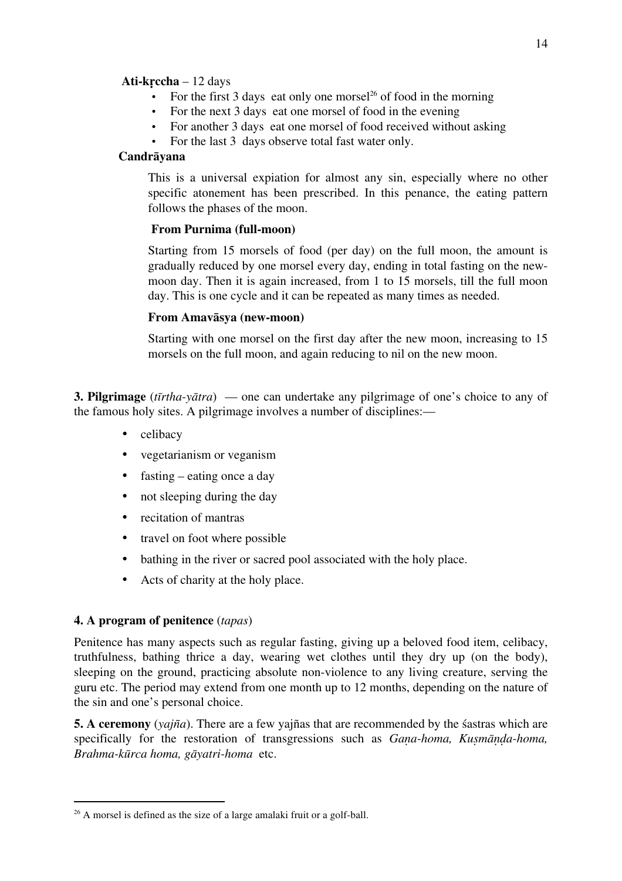**Ati-kṛccha** – 12 days

- For the first 3 days eat only one morsel[26] of food in the morning
- For the next 3 days eat one morsel of food in the evening
- For another 3 days eat one morsel of food received without asking
- For the last 3 days observe total fast water only.

**Candrāyana**

This is a universal expiation for almost any sin, especially where no other specific atonement has been prescribed. In this penance, the eating pattern follows the phases of the moon.

**From Purnima (full-moon)**

Starting from 15 morsels of food (per day) on the full moon, the amount is gradually reduced by one morsel every day, ending in total fasting on the new-moon day. Then it is again increased, from 1 to 15 morsels, till the full moon day. This is one cycle and it can be repeated as many times as needed.

**From Amavāsya (new-moon)**

Starting with one morsel on the first day after the new moon, increasing to 15 morsels on the full moon, and again reducing to nil on the new moon.

**3. Pilgrimage** (*tīrtha-yātra*) — one can undertake any pilgrimage of one's choice to any of the famous holy sites. A pilgrimage involves a number of disciplines:—

- celibacy
- vegetarianism or veganism
- fasting – eating once a day
- not sleeping during the day
- recitation of mantras
- travel on foot where possible
- bathing in the river or sacred pool associated with the holy place.
- Acts of charity at the holy place.

**4. A program of penitence** (*tapas*)

Penitence has many aspects such as regular fasting, giving up a beloved food item, celibacy, truthfulness, bathing thrice a day, wearing wet clothes until they dry up (on the body), sleeping on the ground, practicing absolute non-violence to any living creature, serving the guru etc. The period may extend from one month up to 12 months, depending on the nature of the sin and one's personal choice.

**5. A ceremony** (*yajña*). There are a few yajñas that are recommended by the śastras which are specifically for the restoration of transgressions such as *Gaṇa-homa, Kuṣmāṇḍa-homa, Brahma-kūrca homa, gāyatri-homa* etc.

---

[26] A morsel is defined as the size of a large amalaki fruit or a golf-ball.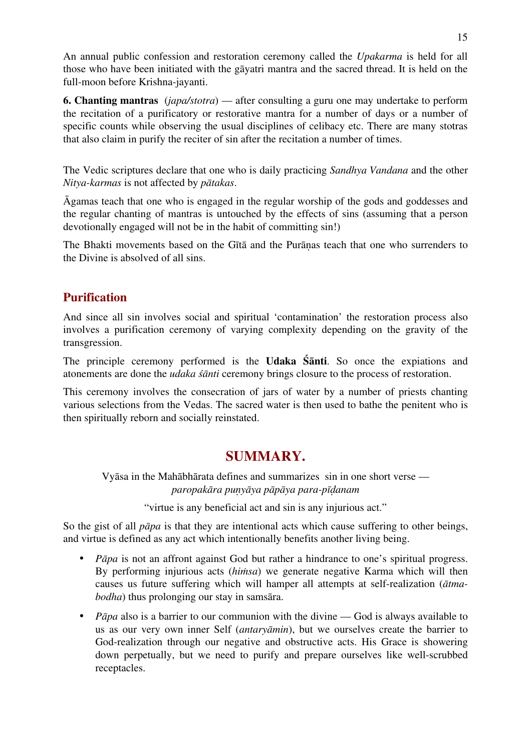An annual public confession and restoration ceremony called the *Upakarma* is held for all those who have been initiated with the gāyatri mantra and the sacred thread. It is held on the full-moon before Krishna-jayanti.

**6. Chanting mantras** (*japa/stotra*) — after consulting a guru one may undertake to perform the recitation of a purificatory or restorative mantra for a number of days or a number of specific counts while observing the usual disciplines of celibacy etc. There are many stotras that also claim in purify the reciter of sin after the recitation a number of times.

The Vedic scriptures declare that one who is daily practicing *Sandhya Vandana* and the other *Nitya-karmas* is not affected by *pātakas*.

Āgamas teach that one who is engaged in the regular worship of the gods and goddesses and the regular chanting of mantras is untouched by the effects of sins (assuming that a person devotionally engaged will not be in the habit of committing sin!)

The Bhakti movements based on the Gītā and the Purāṇas teach that one who surrenders to the Divine is absolved of all sins.

## Purification

And since all sin involves social and spiritual 'contamination' the restoration process also involves a purification ceremony of varying complexity depending on the gravity of the transgression.

The principle ceremony performed is the **Udaka Śānti**. So once the expiations and atonements are done the *udaka śānti* ceremony brings closure to the process of restoration.

This ceremony involves the consecration of jars of water by a number of priests chanting various selections from the Vedas. The sacred water is then used to bathe the penitent who is then spiritually reborn and socially reinstated.

# SUMMARY.

Vyāsa in the Mahābhārata defines and summarizes sin in one short verse —
*paropakāra puṇyāya pāpāya para-pīḍanam*

"virtue is any beneficial act and sin is any injurious act."

So the gist of all *pāpa* is that they are intentional acts which cause suffering to other beings, and virtue is defined as any act which intentionally benefits another living being.

- *Pāpa* is not an affront against God but rather a hindrance to one's spiritual progress. By performing injurious acts (*hiṁsa*) we generate negative Karma which will then causes us future suffering which will hamper all attempts at self-realization (*ātma-bodha*) thus prolonging our stay in samsāra.
- *Pāpa* also is a barrier to our communion with the divine — God is always available to us as our very own inner Self (*antaryāmin*), but we ourselves create the barrier to God-realization through our negative and obstructive acts. His Grace is showering down perpetually, but we need to purify and prepare ourselves like well-scrubbed receptacles.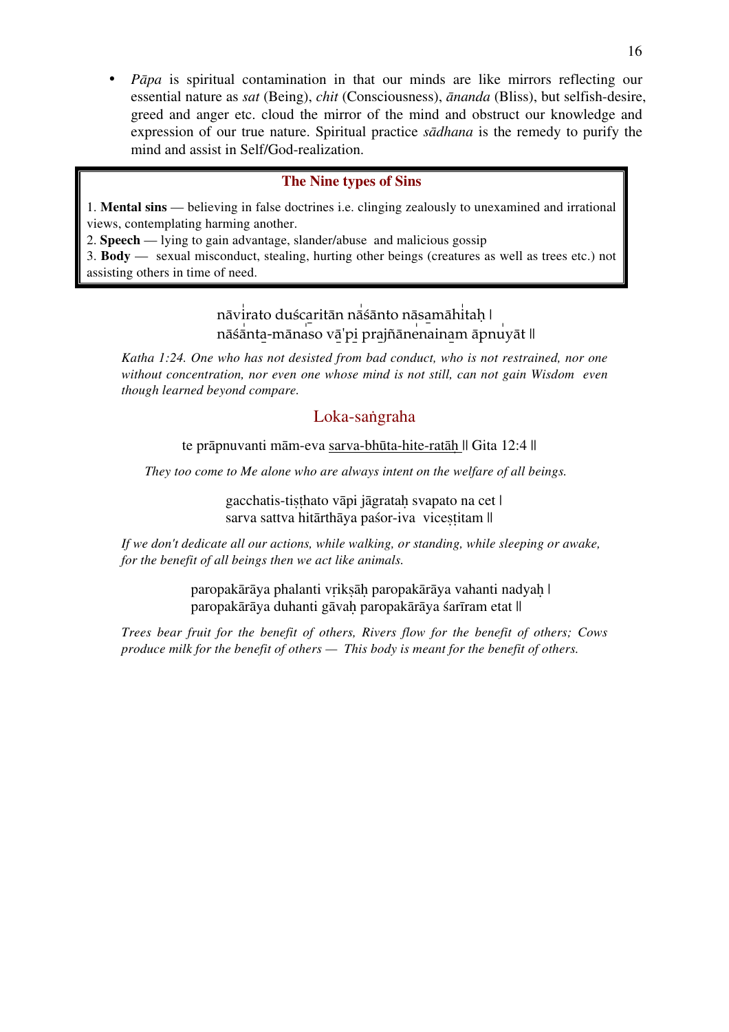- *Pāpa* is spiritual contamination in that our minds are like mirrors reflecting our essential nature as *sat* (Being), *chit* (Consciousness), *ānanda* (Bliss), but selfish-desire, greed and anger etc. cloud the mirror of the mind and obstruct our knowledge and expression of our true nature. Spiritual practice *sādhana* is the remedy to purify the mind and assist in Self/God-realization.

### The Nine types of Sins

1. **Mental sins** — believing in false doctrines i.e. clinging zealously to unexamined and irrational views, contemplating harming another.
2. **Speech** — lying to gain advantage, slander/abuse and malicious gossip
3. **Body** — sexual misconduct, stealing, hurting other beings (creatures as well as trees etc.) not assisting others in time of need.

nāvirato duścaritān nāśānto nāsamāhitaḥ |
nāśānta-mānaso vā'pi prajñānenainam āpnuyāt ||

*Katha 1:24. One who has not desisted from bad conduct, who is not restrained, nor one without concentration, nor even one whose mind is not still, can not gain Wisdom even though learned beyond compare.*

## Loka-saṅgraha

te prāpnuvanti mām-eva sarva-bhūta-hite-ratāḥ || Gita 12:4 ||

*They too come to Me alone who are always intent on the welfare of all beings.*

gacchatis-tiṣṭhato vāpi jāgrataḥ svapato na cet |
sarva sattva hitārthāya paśor-iva viceṣṭitam ||

*If we don't dedicate all our actions, while walking, or standing, while sleeping or awake, for the benefit of all beings then we act like animals.*

paropakārāya phalanti vṛikṣāḥ paropakārāya vahanti nadyaḥ |
paropakārāya duhanti gāvaḥ paropakārāya śarīram etat ||

*Trees bear fruit for the benefit of others, Rivers flow for the benefit of others; Cows produce milk for the benefit of others — This body is meant for the benefit of others.*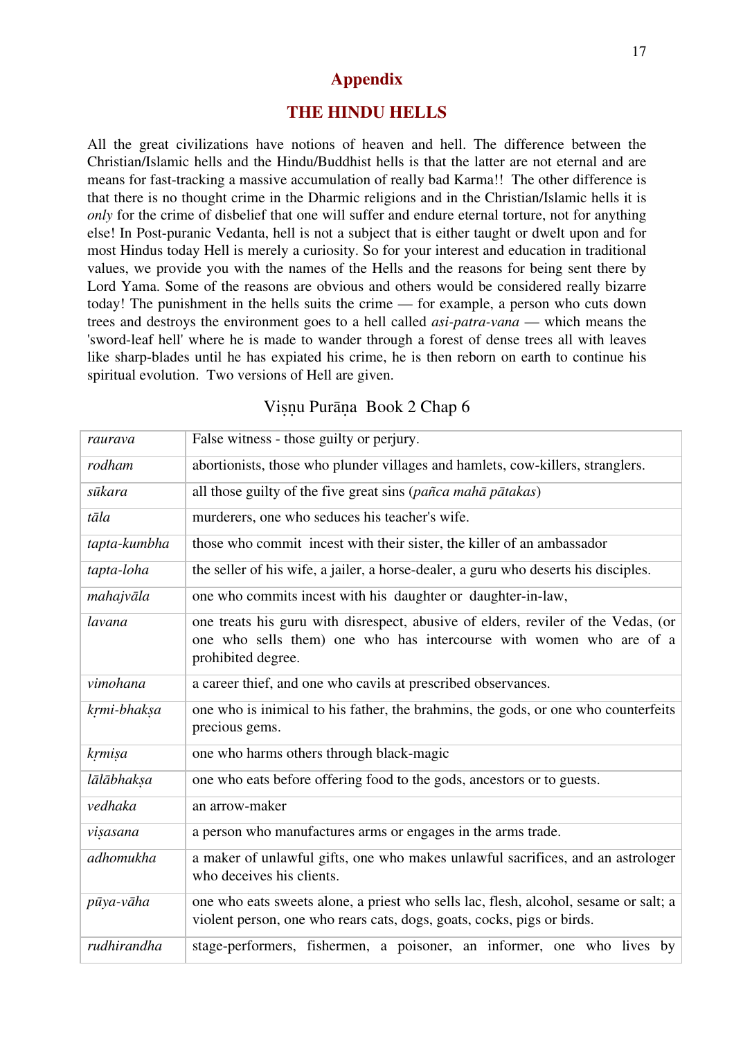# Appendix

## THE HINDU HELLS

All the great civilizations have notions of heaven and hell. The difference between the Christian/Islamic hells and the Hindu/Buddhist hells is that the latter are not eternal and are means for fast-tracking a massive accumulation of really bad Karma!! The other difference is that there is no thought crime in the Dharmic religions and in the Christian/Islamic hells it is *only* for the crime of disbelief that one will suffer and endure eternal torture, not for anything else! In Post-puranic Vedanta, hell is not a subject that is either taught or dwelt upon and for most Hindus today Hell is merely a curiosity. So for your interest and education in traditional values, we provide you with the names of the Hells and the reasons for being sent there by Lord Yama. Some of the reasons are obvious and others would be considered really bizarre today! The punishment in the hells suits the crime — for example, a person who cuts down trees and destroys the environment goes to a hell called *asi-patra-vana* — which means the 'sword-leaf hell' where he is made to wander through a forest of dense trees all with leaves like sharp-blades until he has expiated his crime, he is then reborn on earth to continue his spiritual evolution. Two versions of Hell are given.

Viṣṇu Purāṇa Book 2 Chap 6

| | |
|---|---|
| *raurava* | False witness - those guilty or perjury. |
| *rodham* | abortionists, those who plunder villages and hamlets, cow-killers, stranglers. |
| *sūkara* | all those guilty of the five great sins (*pañca mahā pātakas*) |
| *tāla* | murderers, one who seduces his teacher's wife. |
| *tapta-kumbha* | those who commit incest with their sister, the killer of an ambassador |
| *tapta-loha* | the seller of his wife, a jailer, a horse-dealer, a guru who deserts his disciples. |
| *mahajvāla* | one who commits incest with his daughter or daughter-in-law, |
| *lavana* | one treats his guru with disrespect, abusive of elders, reviler of the Vedas, (or one who sells them) one who has intercourse with women who are of a prohibited degree. |
| *vimohana* | a career thief, and one who cavils at prescribed observances. |
| *kṛmi-bhakṣa* | one who is inimical to his father, the brahmins, the gods, or one who counterfeits precious gems. |
| *kṛmiṣa* | one who harms others through black-magic |
| *lālābhakṣa* | one who eats before offering food to the gods, ancestors or to guests. |
| *vedhaka* | an arrow-maker |
| *viṣasana* | a person who manufactures arms or engages in the arms trade. |
| *adhomukha* | a maker of unlawful gifts, one who makes unlawful sacrifices, and an astrologer who deceives his clients. |
| *pūya-vāha* | one who eats sweets alone, a priest who sells lac, flesh, alcohol, sesame or salt; a violent person, one who rears cats, dogs, goats, cocks, pigs or birds. |
| *rudhirandha* | stage-performers, fishermen, a poisoner, an informer, one who lives by |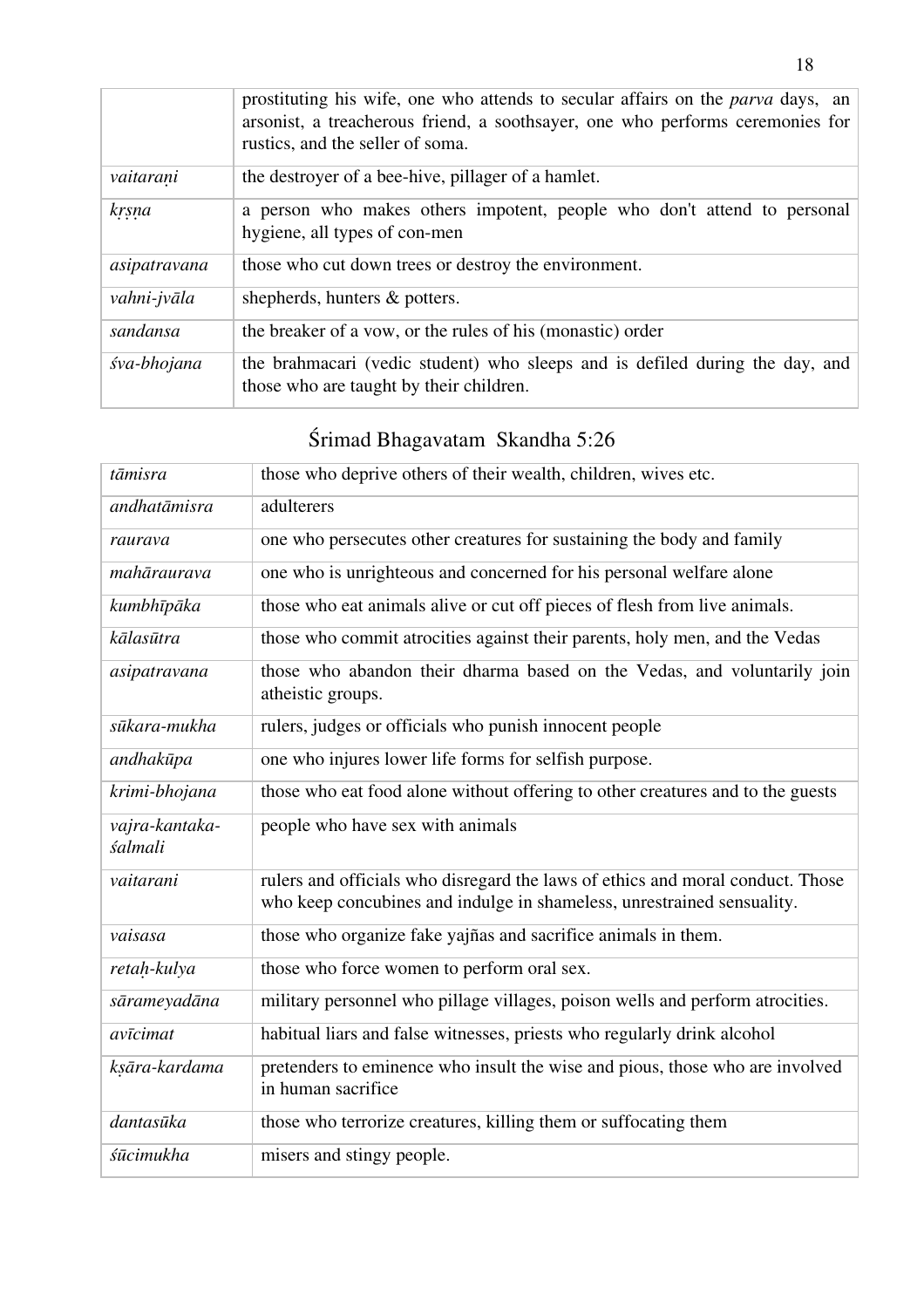| | |
|---|---|
| | prostituting his wife, one who attends to secular affairs on the *parva* days, an arsonist, a treacherous friend, a soothsayer, one who performs ceremonies for rustics, and the seller of soma. |
| *vaitaraṇi* | the destroyer of a bee-hive, pillager of a hamlet. |
| *kṛṣṇa* | a person who makes others impotent, people who don't attend to personal hygiene, all types of con-men |
| *asipatravana* | those who cut down trees or destroy the environment. |
| *vahni-jvāla* | shepherds, hunters & potters. |
| *sandansa* | the breaker of a vow, or the rules of his (monastic) order |
| *śva-bhojana* | the brahmacari (vedic student) who sleeps and is defiled during the day, and those who are taught by their children. |

## Śrimad Bhagavatam Skandha 5:26

| | |
|---|---|
| *tāmisra* | those who deprive others of their wealth, children, wives etc. |
| *andhatāmisra* | adulterers |
| *raurava* | one who persecutes other creatures for sustaining the body and family |
| *mahāraurava* | one who is unrighteous and concerned for his personal welfare alone |
| *kumbhīpāka* | those who eat animals alive or cut off pieces of flesh from live animals. |
| *kālasūtra* | those who commit atrocities against their parents, holy men, and the Vedas |
| *asipatravana* | those who abandon their dharma based on the Vedas, and voluntarily join atheistic groups. |
| *sūkara-mukha* | rulers, judges or officials who punish innocent people |
| *andhakūpa* | one who injures lower life forms for selfish purpose. |
| *krimi-bhojana* | those who eat food alone without offering to other creatures and to the guests |
| *vajra-kantaka-śalmali* | people who have sex with animals |
| *vaitarani* | rulers and officials who disregard the laws of ethics and moral conduct. Those who keep concubines and indulge in shameless, unrestrained sensuality. |
| *vaisasa* | those who organize fake yajñas and sacrifice animals in them. |
| *retaḥ-kulya* | those who force women to perform oral sex. |
| *sārameyadāna* | military personnel who pillage villages, poison wells and perform atrocities. |
| *avīcimat* | habitual liars and false witnesses, priests who regularly drink alcohol |
| *kṣāra-kardama* | pretenders to eminence who insult the wise and pious, those who are involved in human sacrifice |
| *dantasūka* | those who terrorize creatures, killing them or suffocating them |
| *śūcimukha* | misers and stingy people. |